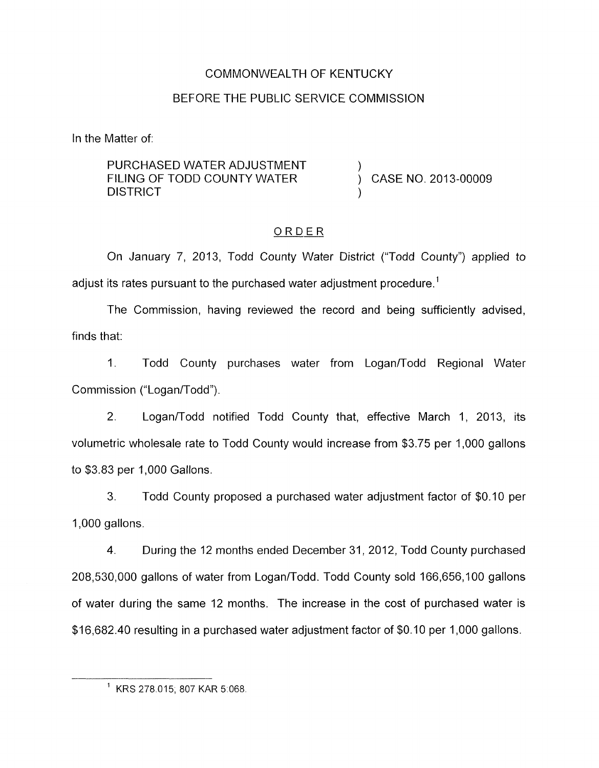COMMONWEALTH OF KENTUCKY

BEFORE THE PUBLIC SERVICE COMMISSION

In the Matter of:

PURCHASED WATER ADJUSTMENT FILING OF TODD COUNTY WATER DISTRICT ) CASE NO. 2013-00009

ORDER

On January 7, 2013, Todd County Water District ("Todd County") applied to adjust its rates pursuant to the purchased water adjustment procedure.[1]

The Commission, having reviewed the record and being sufficiently advised, finds that:

1. Todd County purchases water from Logan/Todd Regional Water Commission ("Logan/Todd").

2. Logan/Todd notified Todd County that, effective March 1, 2013, its volumetric wholesale rate to Todd County would increase from $3.75 per 1,000 gallons to $3.83 per 1,000 Gallons.

3. Todd County proposed a purchased water adjustment factor of $0.10 per 1,000 gallons.

4. During the 12 months ended December 31, 2012, Todd County purchased 208,530,000 gallons of water from Logan/Todd. Todd County sold 166,656,100 gallons of water during the same 12 months. The increase in the cost of purchased water is $16,682.40 resulting in a purchased water adjustment factor of $0.10 per 1,000 gallons.

[1] KRS 278.015; 807 KAR 5:068.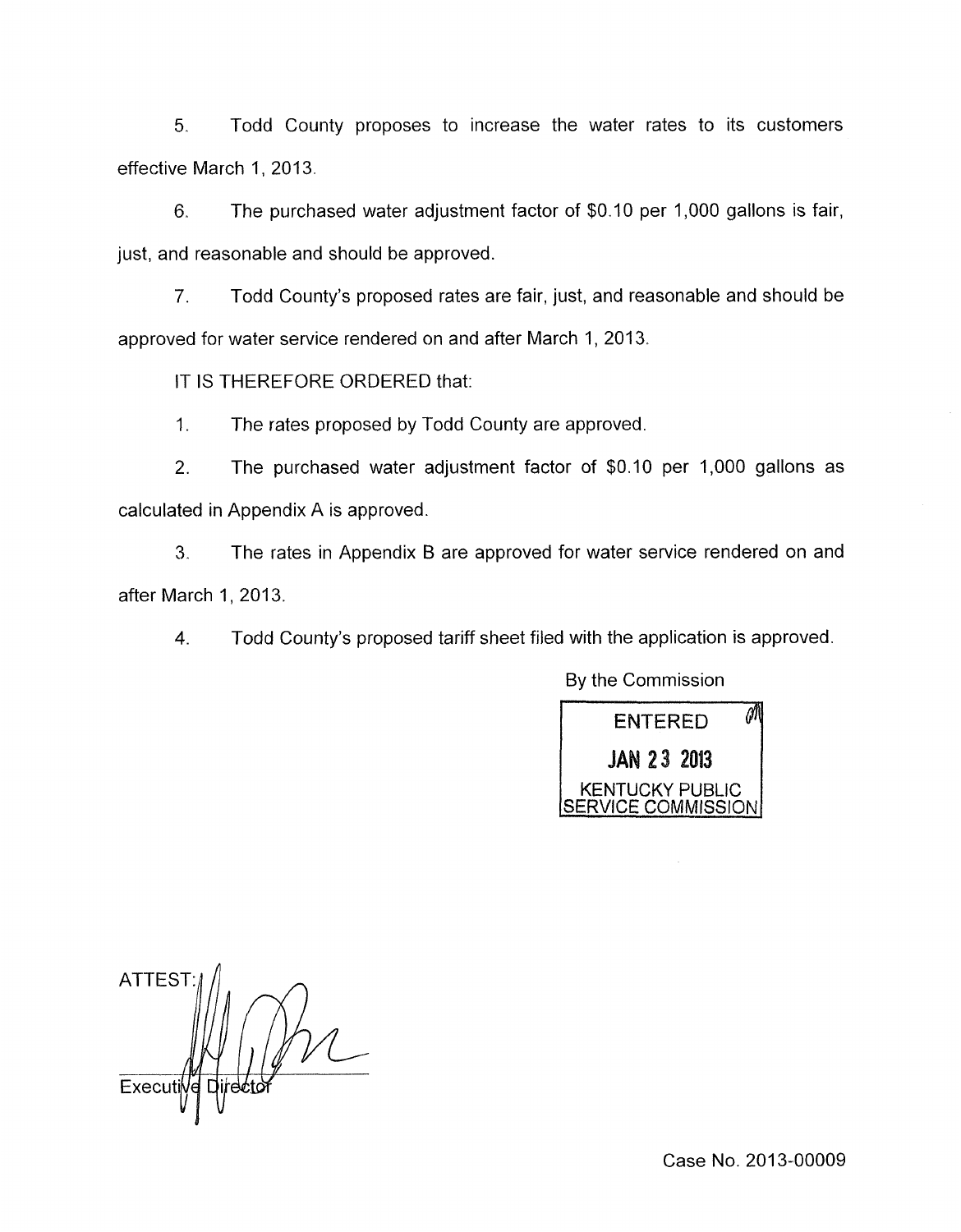5. Todd County proposes to increase the water rates to its customers effective March 1, 2013.

6. The purchased water adjustment factor of $0.10 per 1,000 gallons is fair, just, and reasonable and should be approved.

7. Todd County's proposed rates are fair, just, and reasonable and should be approved for water service rendered on and after March 1, 2013.

IT IS THEREFORE ORDERED that:

1. The rates proposed by Todd County are approved.

2. The purchased water adjustment factor of $0.10 per 1,000 gallons as calculated in Appendix A is approved.

3. The rates in Appendix B are approved for water service rendered on and after March 1, 2013.

4. Todd County's proposed tariff sheet filed with the application is approved.

By the Commission

ENTERED
JAN 23 2013
KENTUCKY PUBLIC SERVICE COMMISSION

ATTEST:

Executive Director

Case No. 2013-00009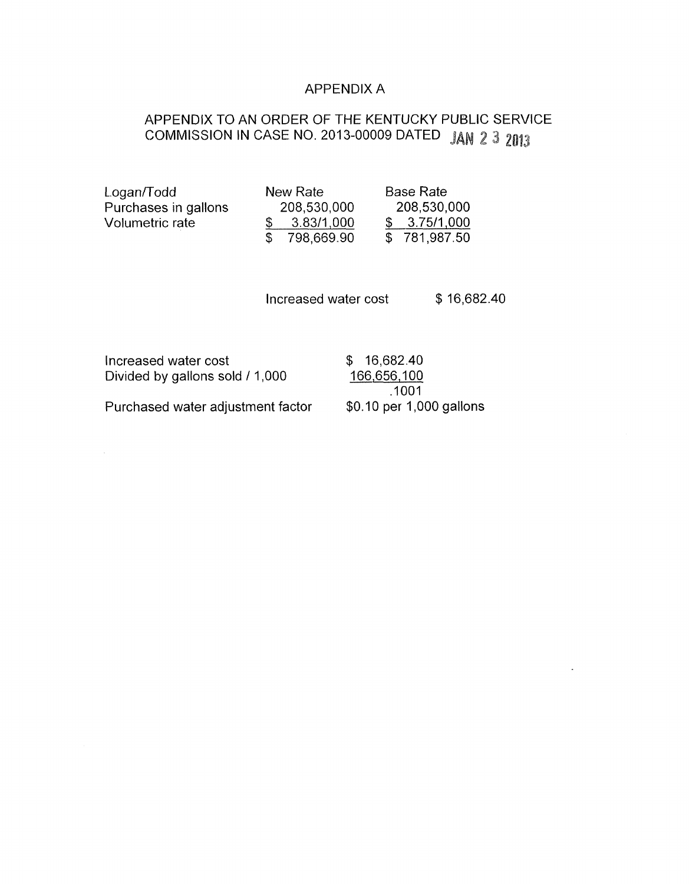# APPENDIX A

## APPENDIX TO AN ORDER OF THE KENTUCKY PUBLIC SERVICE COMMISSION IN CASE NO. 2013-00009 DATED JAN 23 2013

| Logan/Todd | New Rate | Base Rate |
|---|---|---|
| Purchases in gallons | 208,530,000 | 208,530,000 |
| Volumetric rate | $ 3.83/1,000 | $ 3.75/1,000 |
| | $ 798,669.90 | $ 781,987.50 |

Increased water cost $ 16,682.40

| | |
|---|---|
| Increased water cost | $ 16,682.40 |
| Divided by gallons sold / 1,000 | 166,656,100 |
| | .1001 |
| Purchased water adjustment factor | $0.10 per 1,000 gallons |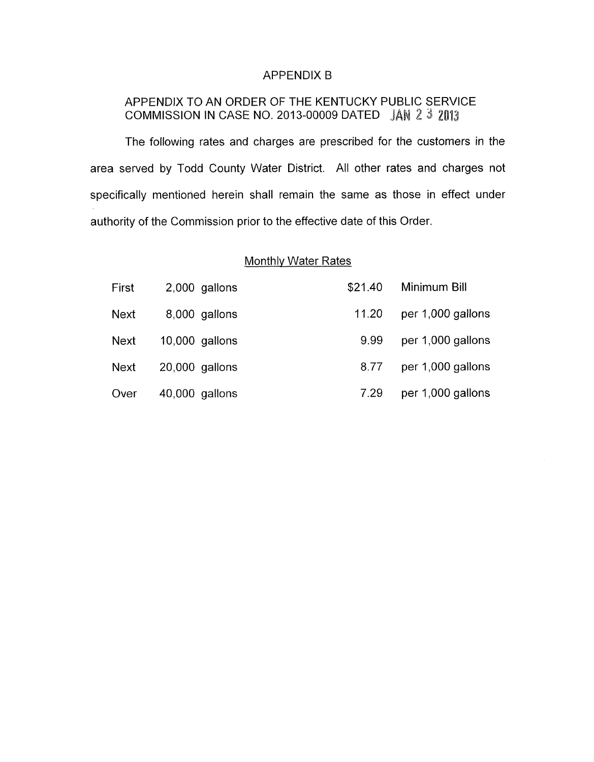# APPENDIX B

## APPENDIX TO AN ORDER OF THE KENTUCKY PUBLIC SERVICE COMMISSION IN CASE NO. 2013-00009 DATED JAN 2 3 2013

The following rates and charges are prescribed for the customers in the area served by Todd County Water District. All other rates and charges not specifically mentioned herein shall remain the same as those in effect under authority of the Commission prior to the effective date of this Order.

### Monthly Water Rates

| | | | |
|---|---|---|---|
| First | 2,000 gallons | $21.40 | Minimum Bill |
| Next | 8,000 gallons | 11.20 | per 1,000 gallons |
| Next | 10,000 gallons | 9.99 | per 1,000 gallons |
| Next | 20,000 gallons | 8.77 | per 1,000 gallons |
| Over | 40,000 gallons | 7.29 | per 1,000 gallons |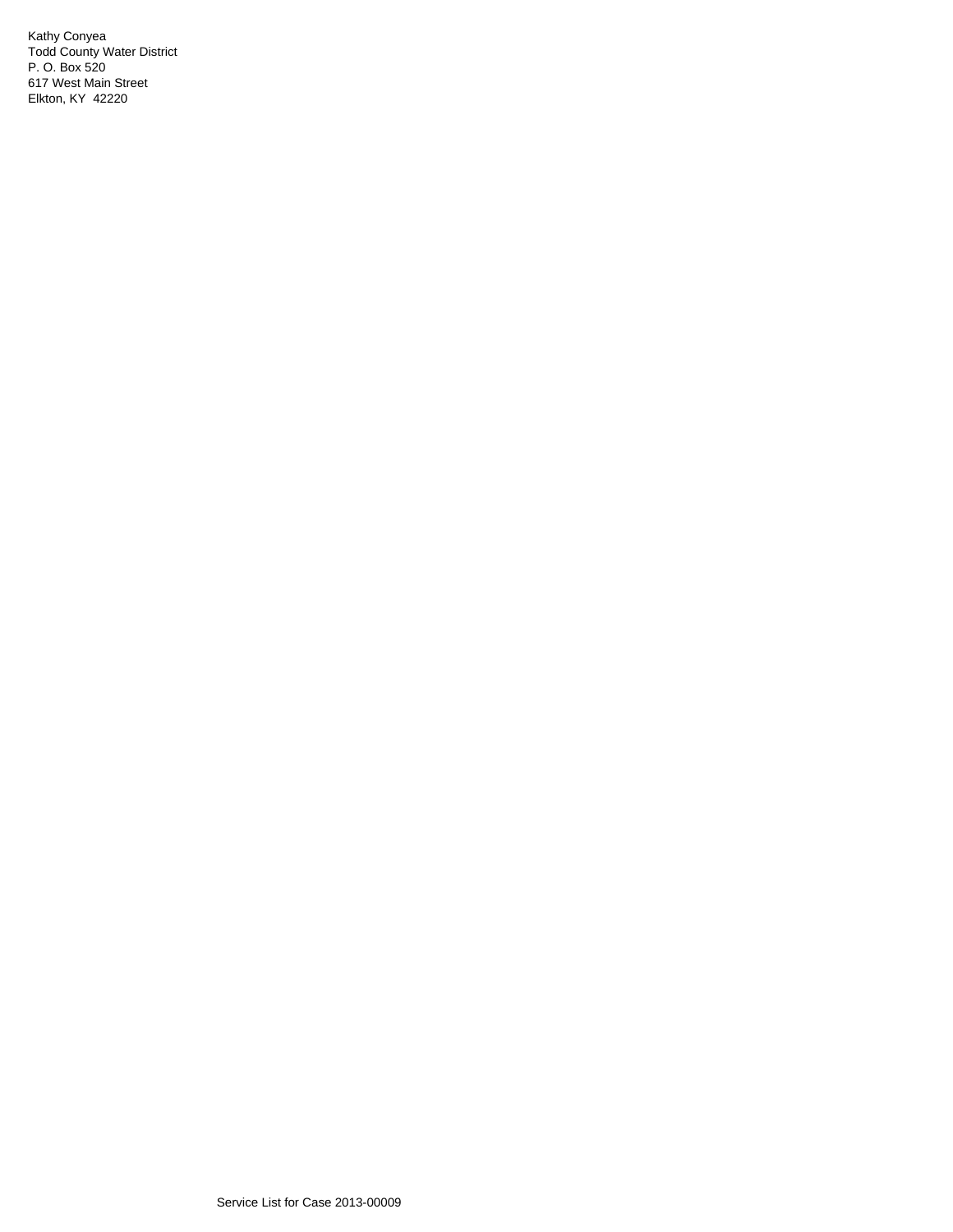Kathy Conyea
Todd County Water District
P. O. Box 520
617 West Main Street
Elkton, KY 42220